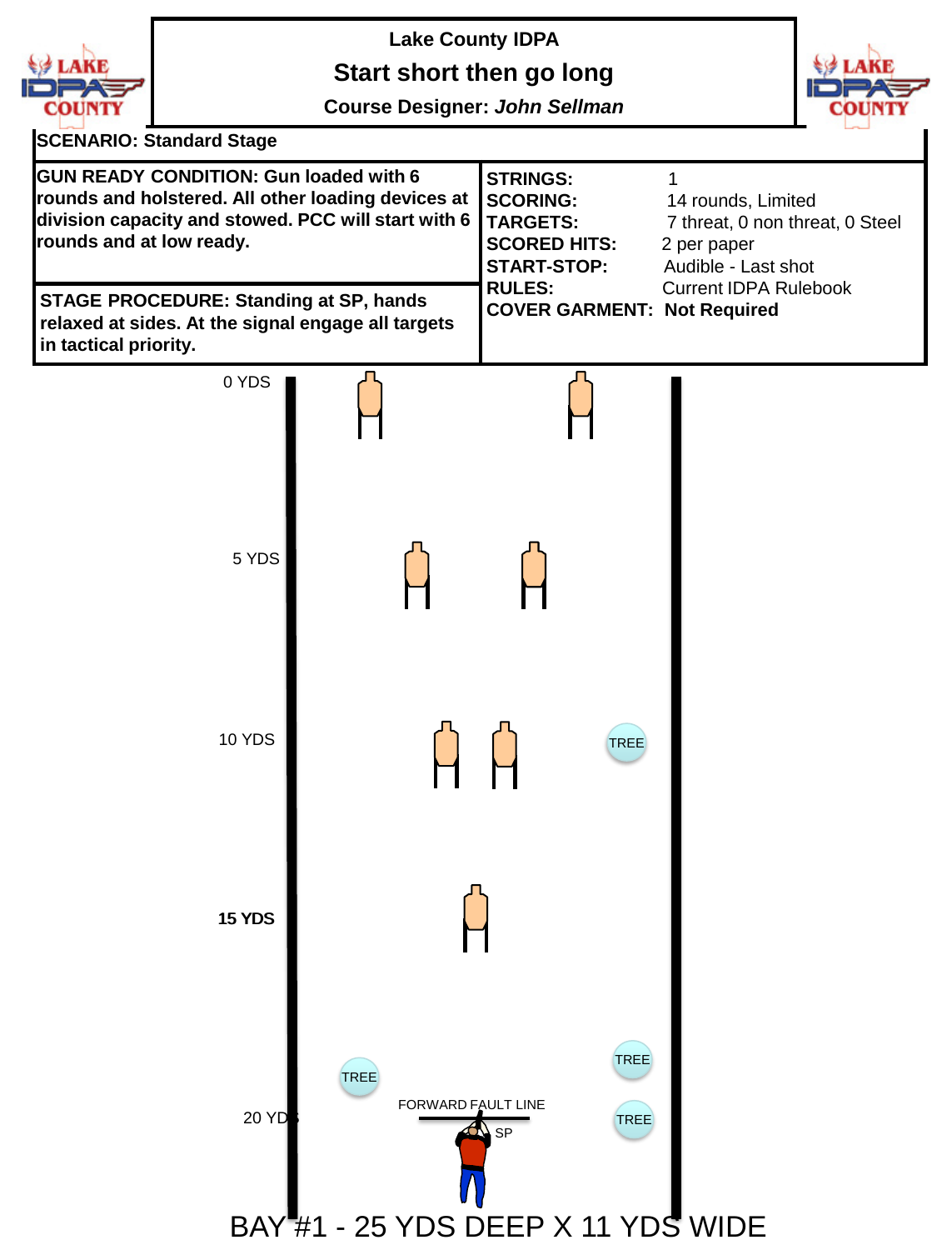Lake County IDPA

# Start short then go long

Course Designer: *John Sellman*

**SCENARIO: Standard Stage**

**GUN READY CONDITION: Gun loaded with 6 rounds and holstered. All other loading devices at division capacity and stowed. PCC will start with 6 rounds and at low ready.**

**STAGE PROCEDURE: Standing at SP, hands relaxed at sides. At the signal engage all targets in tactical priority.**

| | |
|---|---|
| **STRINGS:** | 1 |
| **SCORING:** | 14 rounds, Limited |
| **TARGETS:** | 7 threat, 0 non threat, 0 Steel |
| **SCORED HITS:** | 2 per paper |
| **START-STOP:** | Audible - Last shot |
| **RULES:** | Current IDPA Rulebook |
| **COVER GARMENT:** | **Not Required** |

0 YDS

5 YDS

10 YDS

TREE

**15 YDS**

TREE

TREE

FORWARD FAULT LINE

20 YDS

SP

TREE

BAY #1 - 25 YDS DEEP X 11 YDS WIDE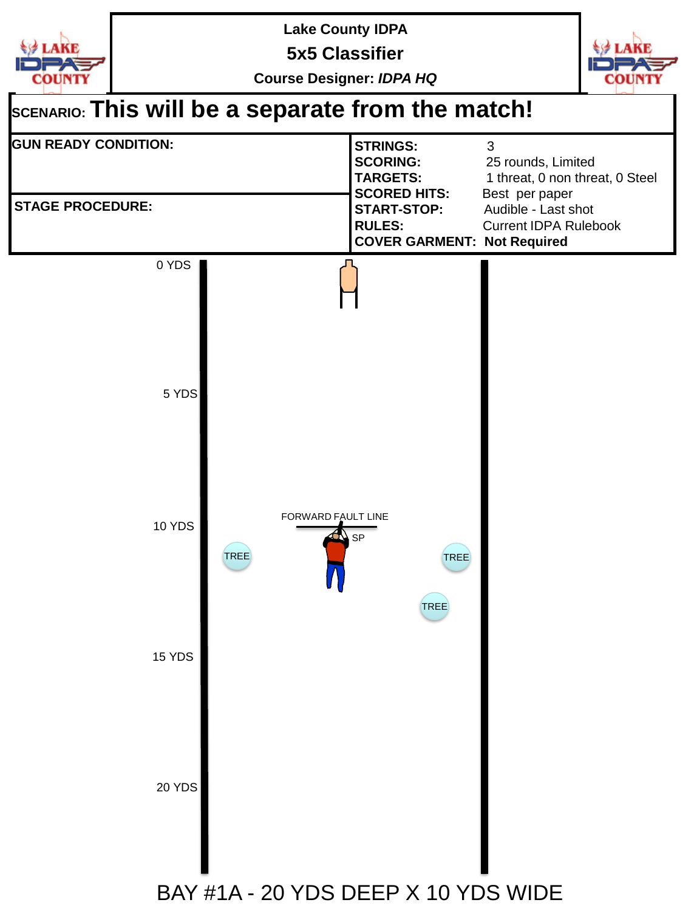# Lake County IDPA

## 5x5 Classifier

**Course Designer:** *IDPA HQ*

**SCENARIO:** **This will be a separate from the match!**

**GUN READY CONDITION:**

**STAGE PROCEDURE:**

| | |
|---|---|
| **STRINGS:** | 3 |
| **SCORING:** | 25 rounds, Limited |
| **TARGETS:** | 1 threat, 0 non threat, 0 Steel |
| **SCORED HITS:** | Best per paper |
| **START-STOP:** | Audible - Last shot |
| **RULES:** | Current IDPA Rulebook |
| **COVER GARMENT:** | **Not Required** |

0 YDS

5 YDS

10 YDS

15 YDS

20 YDS

FORWARD FAULT LINE

SP

TREE

TREE

TREE

BAY #1A - 20 YDS DEEP X 10 YDS WIDE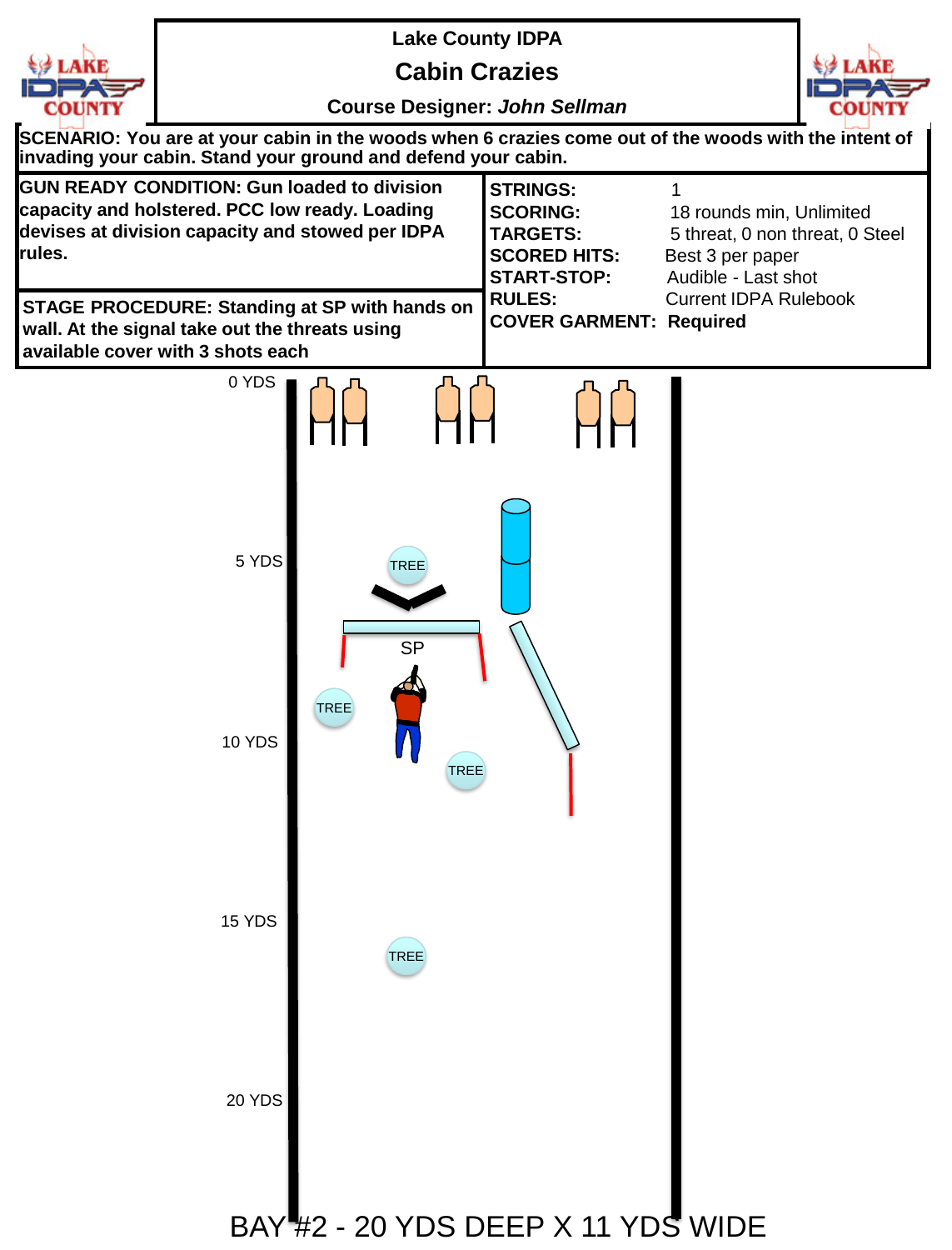# Lake County IDPA

## Cabin Crazies

**Course Designer:** ***John Sellman***

**SCENARIO: You are at your cabin in the woods when 6 crazies come out of the woods with the intent of invading your cabin. Stand your ground and defend your cabin.**

**GUN READY CONDITION: Gun loaded to division capacity and holstered. PCC low ready. Loading devises at division capacity and stowed per IDPA rules.**

**STAGE PROCEDURE: Standing at SP with hands on wall. At the signal take out the threats using available cover with 3 shots each**

| | |
|---|---|
| **STRINGS:** | 1 |
| **SCORING:** | 18 rounds min, Unlimited |
| **TARGETS:** | 5 threat, 0 non threat, 0 Steel |
| **SCORED HITS:** | Best 3 per paper |
| **START-STOP:** | Audible - Last shot |
| **RULES:** | Current IDPA Rulebook |
| **COVER GARMENT:** | **Required** |

0 YDS

5 YDS

TREE

SP

TREE

10 YDS

TREE

15 YDS

TREE

20 YDS

BAY #2 - 20 YDS DEEP X 11 YDS WIDE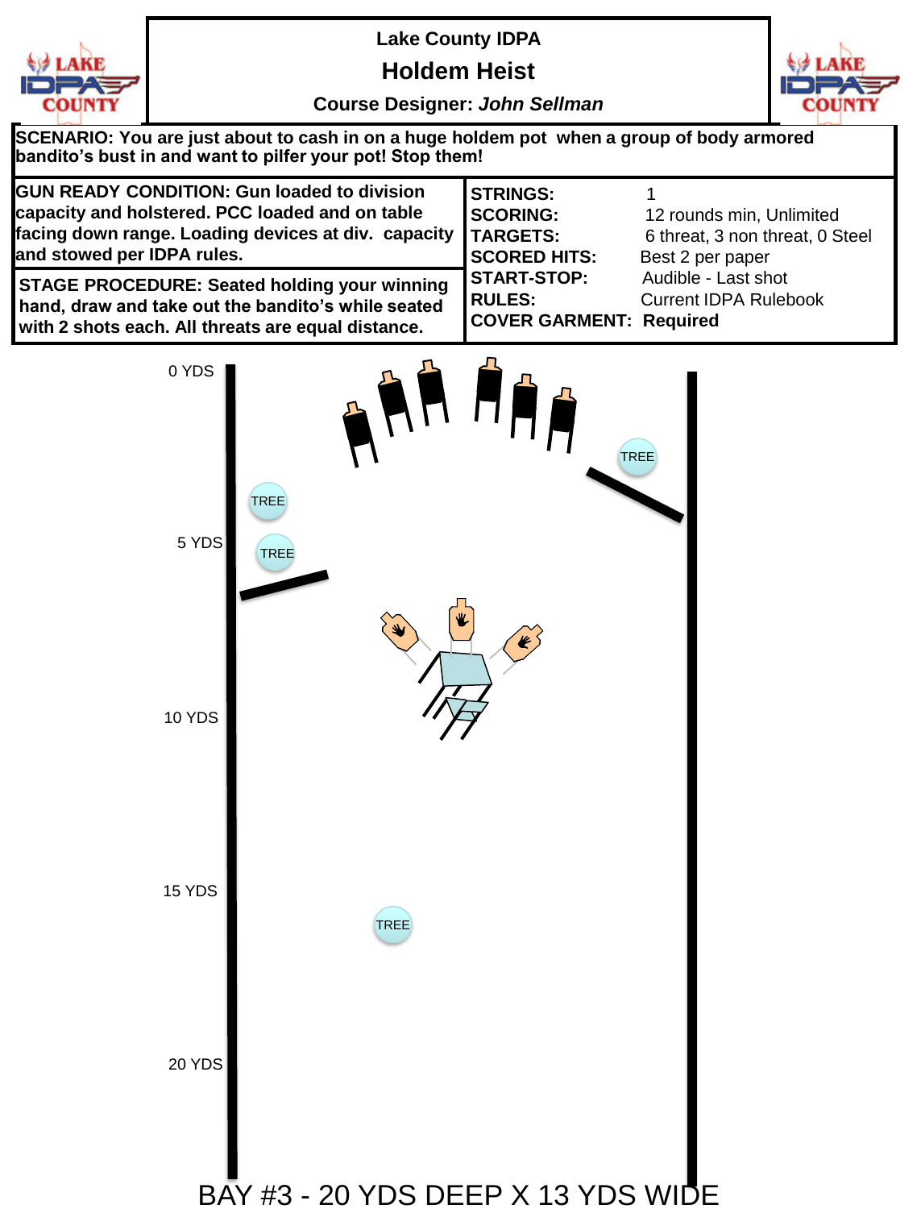# Lake County IDPA

## Holdem Heist

**Course Designer:** *John Sellman*

**SCENARIO:** You are just about to cash in on a huge holdem pot when a group of body armored bandito's bust in and want to pilfer your pot! Stop them!

**GUN READY CONDITION:** Gun loaded to division capacity and holstered. PCC loaded and on table facing down range. Loading devices at div. capacity and stowed per IDPA rules.

**STAGE PROCEDURE:** Seated holding your winning hand, draw and take out the bandito's while seated with 2 shots each. All threats are equal distance.

| | |
|---|---|
| **STRINGS:** | 1 |
| **SCORING:** | 12 rounds min, Unlimited |
| **TARGETS:** | 6 threat, 3 non threat, 0 Steel |
| **SCORED HITS:** | Best 2 per paper |
| **START-STOP:** | Audible - Last shot |
| **RULES:** | Current IDPA Rulebook |
| **COVER GARMENT:** | **Required** |

0 YDS

5 YDS

10 YDS

15 YDS

20 YDS

TREE

TREE

TREE

TREE

BAY #3 - 20 YDS DEEP X 13 YDS WIDE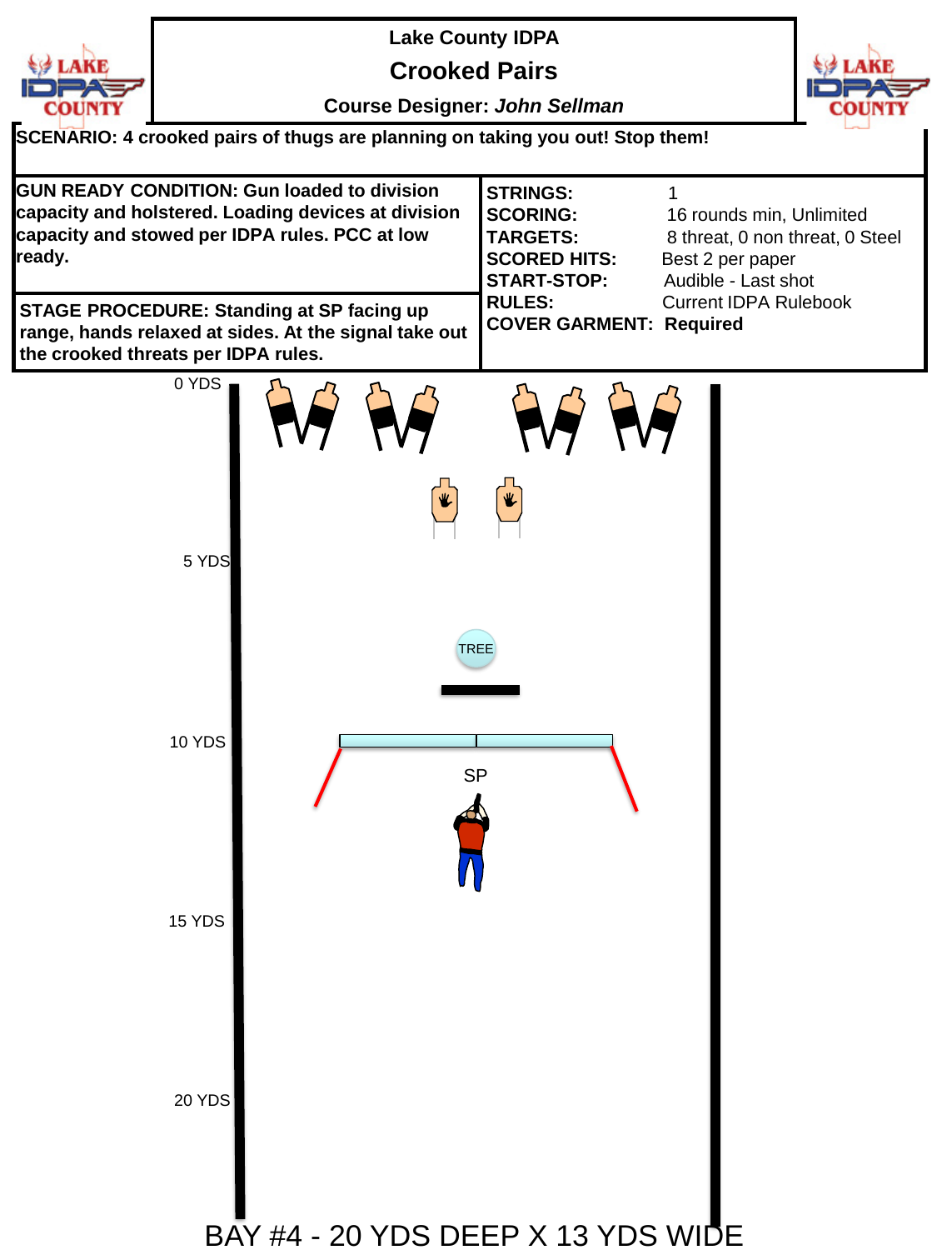Lake County IDPA

# Crooked Pairs

Course Designer: *John Sellman*

**SCENARIO: 4 crooked pairs of thugs are planning on taking you out! Stop them!**

**GUN READY CONDITION: Gun loaded to division capacity and holstered. Loading devices at division capacity and stowed per IDPA rules. PCC at low ready.**

**STAGE PROCEDURE: Standing at SP facing up range, hands relaxed at sides. At the signal take out the crooked threats per IDPA rules.**

| | |
|---|---|
| **STRINGS:** | 1 |
| **SCORING:** | 16 rounds min, Unlimited |
| **TARGETS:** | 8 threat, 0 non threat, 0 Steel |
| **SCORED HITS:** | Best 2 per paper |
| **START-STOP:** | Audible - Last shot |
| **RULES:** | Current IDPA Rulebook |
| **COVER GARMENT:** | **Required** |

0 YDS

5 YDS

TREE

10 YDS

SP

15 YDS

20 YDS

BAY #4 - 20 YDS DEEP X 13 YDS WIDE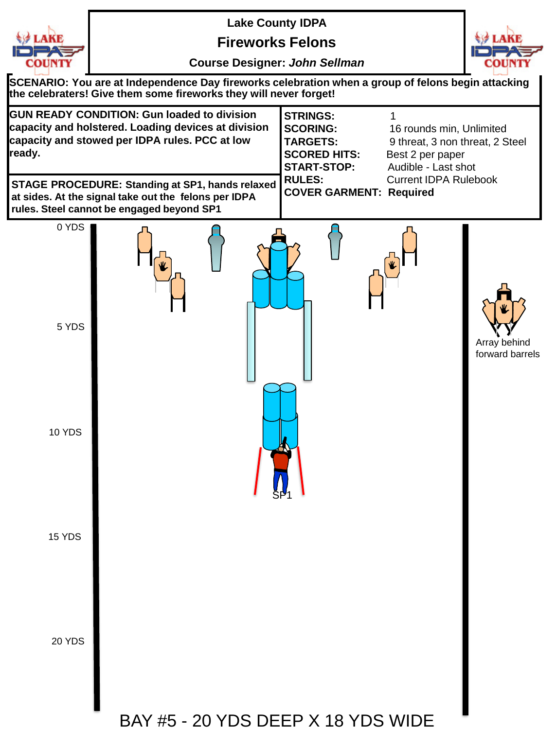# Lake County IDPA

## Fireworks Felons

**Course Designer:** ***John Sellman***

**SCENARIO: You are at Independence Day fireworks celebration when a group of felons begin attacking the celebraters! Give them some fireworks they will never forget!**

**GUN READY CONDITION: Gun loaded to division capacity and holstered. Loading devices at division capacity and stowed per IDPA rules. PCC at low ready.**

**STAGE PROCEDURE: Standing at SP1, hands relaxed at sides. At the signal take out the felons per IDPA rules. Steel cannot be engaged beyond SP1**

| | |
|---|---|
| **STRINGS:** | 1 |
| **SCORING:** | 16 rounds min, Unlimited |
| **TARGETS:** | 9 threat, 3 non threat, 2 Steel |
| **SCORED HITS:** | Best 2 per paper |
| **START-STOP:** | Audible - Last shot |
| **RULES:** | Current IDPA Rulebook |
| **COVER GARMENT:** | **Required** |

0 YDS

5 YDS

10 YDS

15 YDS

20 YDS

Array behind forward barrels

SP1

BAY #5 - 20 YDS DEEP X 18 YDS WIDE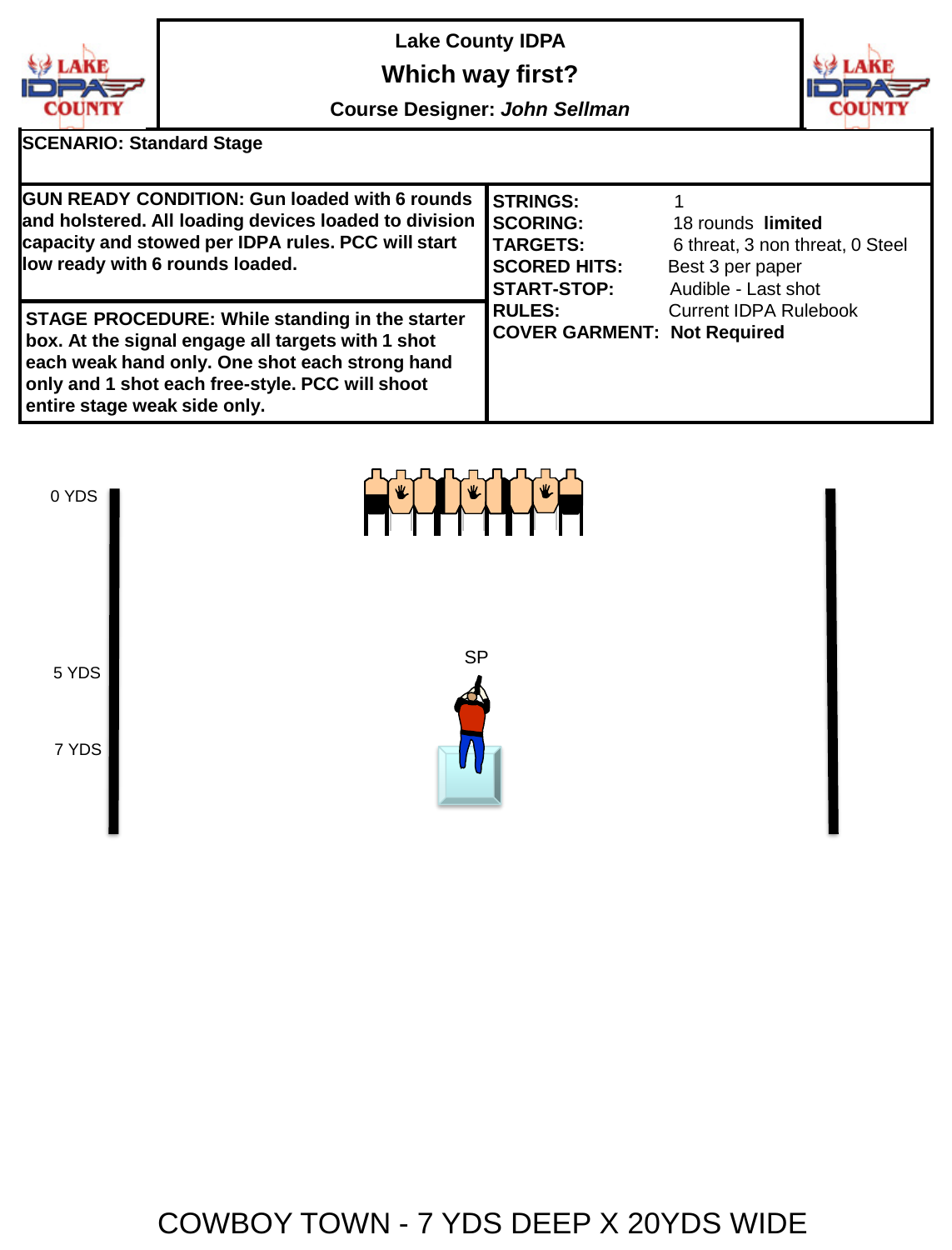# Lake County IDPA

## Which way first?

**Course Designer:** ***John Sellman***

**SCENARIO: Standard Stage**

**GUN READY CONDITION: Gun loaded with 6 rounds and holstered. All loading devices loaded to division capacity and stowed per IDPA rules. PCC will start low ready with 6 rounds loaded.**

**STAGE PROCEDURE: While standing in the starter box. At the signal engage all targets with 1 shot each weak hand only. One shot each strong hand only and 1 shot each free-style. PCC will shoot entire stage weak side only.**

| | |
|---|---|
| **STRINGS:** | 1 |
| **SCORING:** | 18 rounds **limited** |
| **TARGETS:** | 6 threat, 3 non threat, 0 Steel |
| **SCORED HITS:** | Best 3 per paper |
| **START-STOP:** | Audible - Last shot |
| **RULES:** | Current IDPA Rulebook |
| **COVER GARMENT:** | **Not Required** |

0 YDS

5 YDS

7 YDS

SP

COWBOY TOWN - 7 YDS DEEP X 20YDS WIDE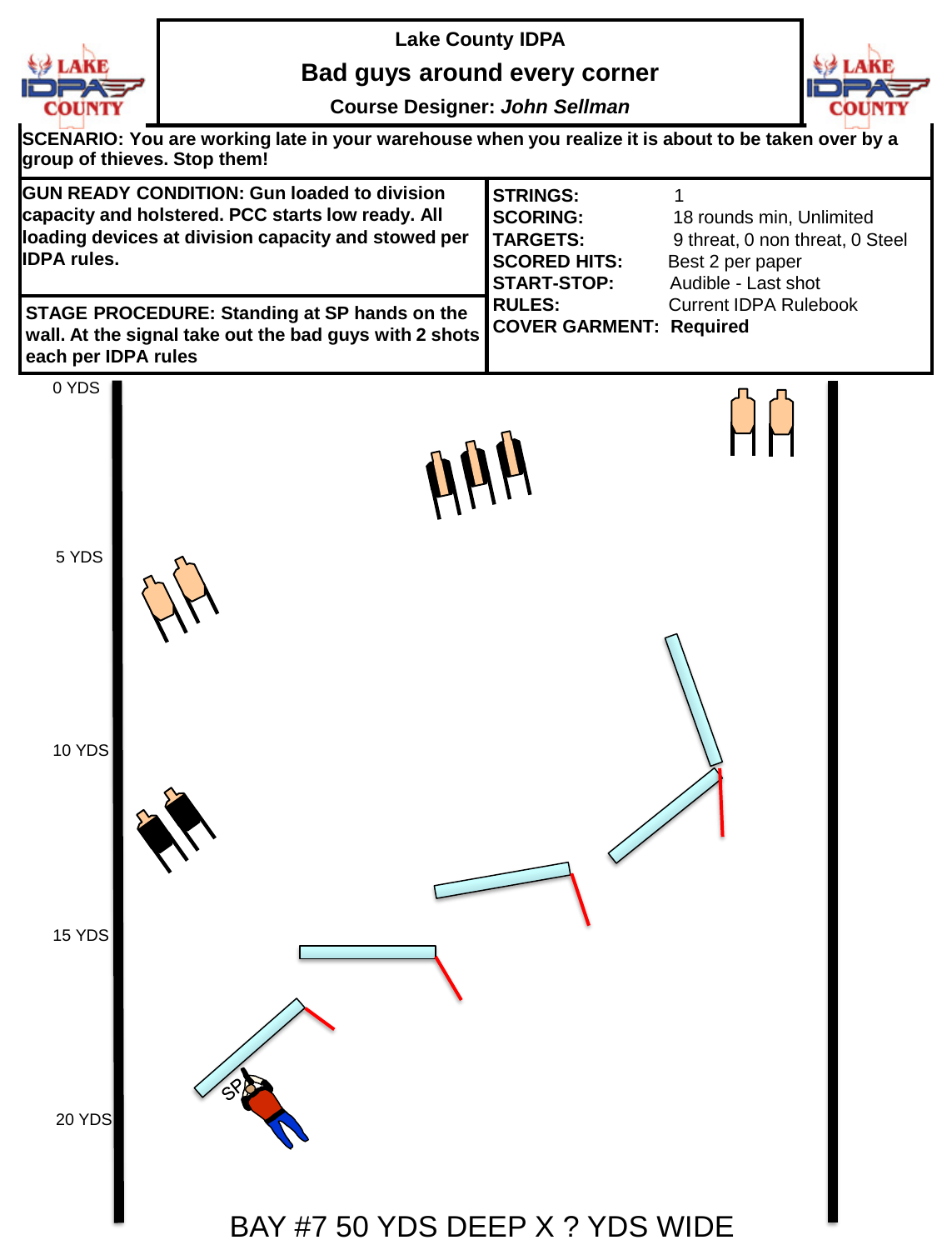Lake County IDPA

# Bad guys around every corner

**Course Designer:** *John Sellman*

**SCENARIO: You are working late in your warehouse when you realize it is about to be taken over by a group of thieves. Stop them!**

**GUN READY CONDITION: Gun loaded to division capacity and holstered. PCC starts low ready. All loading devices at division capacity and stowed per IDPA rules.**

**STAGE PROCEDURE: Standing at SP hands on the wall. At the signal take out the bad guys with 2 shots each per IDPA rules**

| | |
|---|---|
| **STRINGS:** | 1 |
| **SCORING:** | 18 rounds min, Unlimited |
| **TARGETS:** | 9 threat, 0 non threat, 0 Steel |
| **SCORED HITS:** | Best 2 per paper |
| **START-STOP:** | Audible - Last shot |
| **RULES:** | Current IDPA Rulebook |
| **COVER GARMENT:** | **Required** |

0 YDS
5 YDS
10 YDS
15 YDS
20 YDS
SP

BAY #7 50 YDS DEEP X ? YDS WIDE